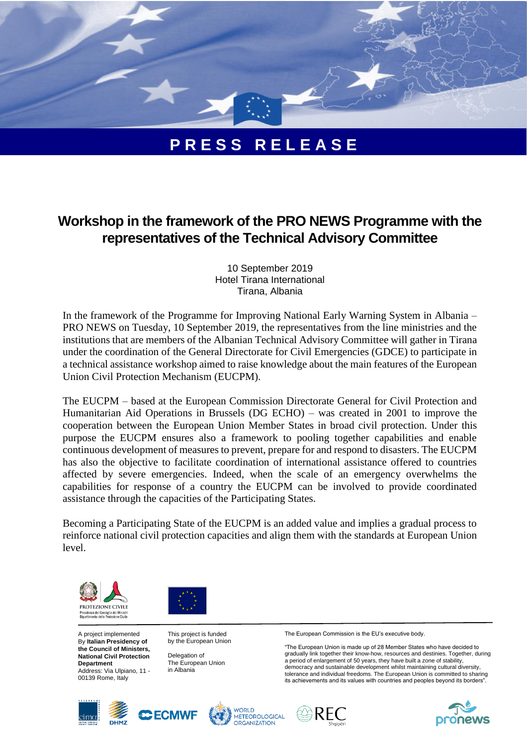# PRESS RELEASE

## Workshop in the framework of the PRO NEWS Programme with the representatives of the Technical Advisory Committee

10 September 2019
Hotel Tirana International
Tirana, Albania

In the framework of the Programme for Improving National Early Warning System in Albania – PRO NEWS on Tuesday, 10 September 2019, the representatives from the line ministries and the institutions that are members of the Albanian Technical Advisory Committee will gather in Tirana under the coordination of the General Directorate for Civil Emergencies (GDCE) to participate in a technical assistance workshop aimed to raise knowledge about the main features of the European Union Civil Protection Mechanism (EUCPM).

The EUCPM – based at the European Commission Directorate General for Civil Protection and Humanitarian Aid Operations in Brussels (DG ECHO) – was created in 2001 to improve the cooperation between the European Union Member States in broad civil protection. Under this purpose the EUCPM ensures also a framework to pooling together capabilities and enable continuous development of measures to prevent, prepare for and respond to disasters. The EUCPM has also the objective to facilitate coordination of international assistance offered to countries affected by severe emergencies. Indeed, when the scale of an emergency overwhelms the capabilities for response of a country the EUCPM can be involved to provide coordinated assistance through the capacities of the Participating States.

Becoming a Participating State of the EUCPM is an added value and implies a gradual process to reinforce national civil protection capacities and align them with the standards at European Union level.

PROTEZIONE CIVILE
Presidenza del Consiglio dei Ministri
Dipartimento della Protezione Civile

A project implemented By **Italian Presidency of the Council of Ministers, National Civil Protection Department**
Address: Via Ulpiano, 11 - 00139 Rome, Italy

This project is funded by the European Union

Delegation of The European Union in Albania

The European Commission is the EU's executive body.

"The European Union is made up of 28 Member States who have decided to gradually link together their know-how, resources and destinies. Together, during a period of enlargement of 50 years, they have built a zone of stability, democracy and sustainable development whilst maintaining cultural diversity, tolerance and individual freedoms. The European Union is committed to sharing its achievements and its values with countries and peoples beyond its borders".

CIMA · DHMZ · ECMWF · WORLD METEOROLOGICAL ORGANIZATION · REC Shqipëri · pronews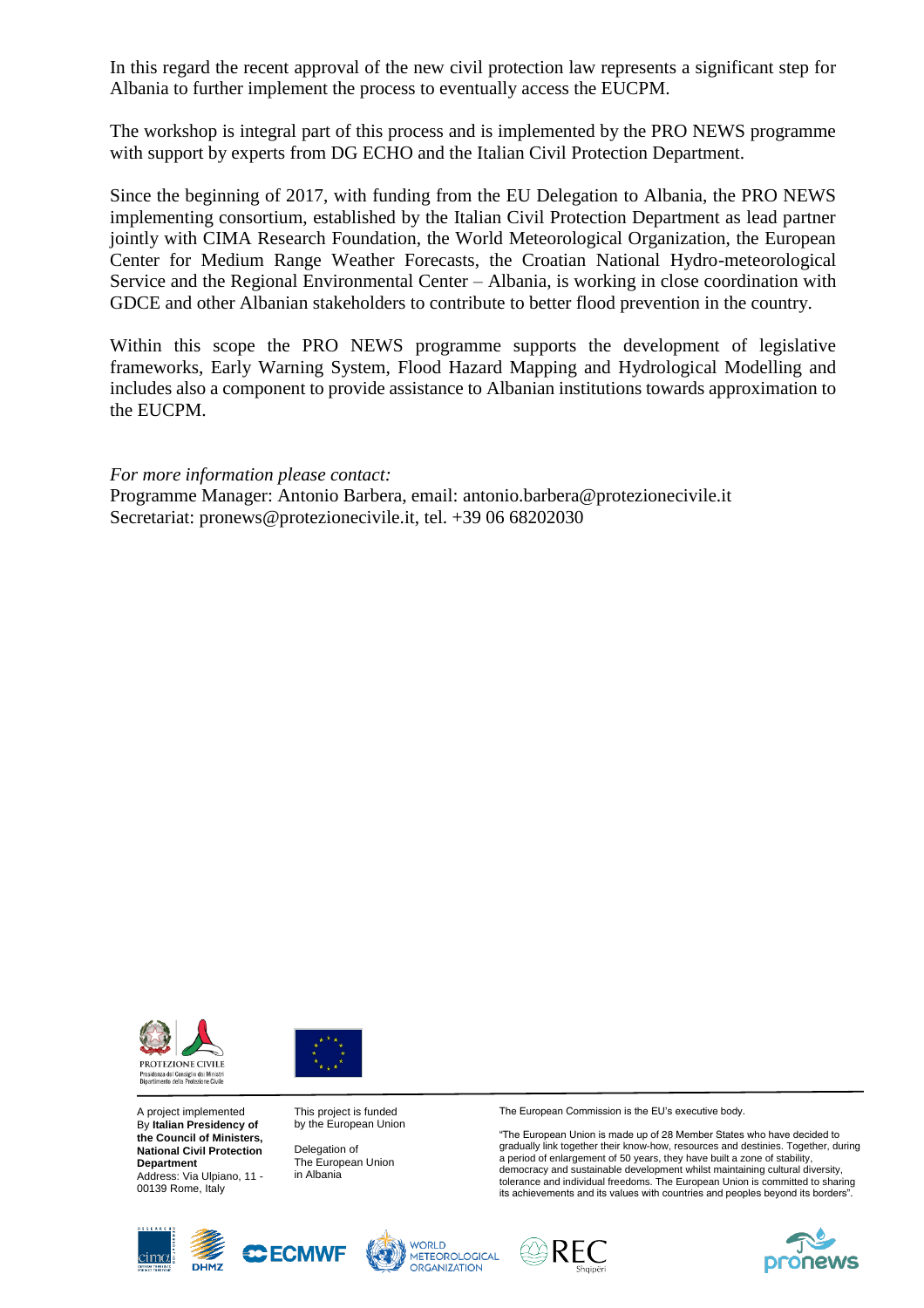In this regard the recent approval of the new civil protection law represents a significant step for Albania to further implement the process to eventually access the EUCPM.

The workshop is integral part of this process and is implemented by the PRO NEWS programme with support by experts from DG ECHO and the Italian Civil Protection Department.

Since the beginning of 2017, with funding from the EU Delegation to Albania, the PRO NEWS implementing consortium, established by the Italian Civil Protection Department as lead partner jointly with CIMA Research Foundation, the World Meteorological Organization, the European Center for Medium Range Weather Forecasts, the Croatian National Hydro-meteorological Service and the Regional Environmental Center – Albania, is working in close coordination with GDCE and other Albanian stakeholders to contribute to better flood prevention in the country.

Within this scope the PRO NEWS programme supports the development of legislative frameworks, Early Warning System, Flood Hazard Mapping and Hydrological Modelling and includes also a component to provide assistance to Albanian institutions towards approximation to the EUCPM.

*For more information please contact:*
Programme Manager: Antonio Barbera, email: antonio.barbera@protezionecivile.it
Secretariat: pronews@protezionecivile.it, tel. +39 06 68202030

PROTEZIONE CIVILE
Presidenza del Consiglio dei Ministri
Dipartimento della Protezione Civile

A project implemented By **Italian Presidency of the Council of Ministers, National Civil Protection Department**
Address: Via Ulpiano, 11 - 00139 Rome, Italy

This project is funded by the European Union

Delegation of The European Union in Albania

The European Commission is the EU's executive body.

"The European Union is made up of 28 Member States who have decided to gradually link together their know-how, resources and destinies. Together, during a period of enlargement of 50 years, they have built a zone of stability, democracy and sustainable development whilst maintaining cultural diversity, tolerance and individual freedoms. The European Union is committed to sharing its achievements and its values with countries and peoples beyond its borders".

cima DHMZ ECMWF WORLD METEOROLOGICAL ORGANIZATION REC Shqipëri pronews